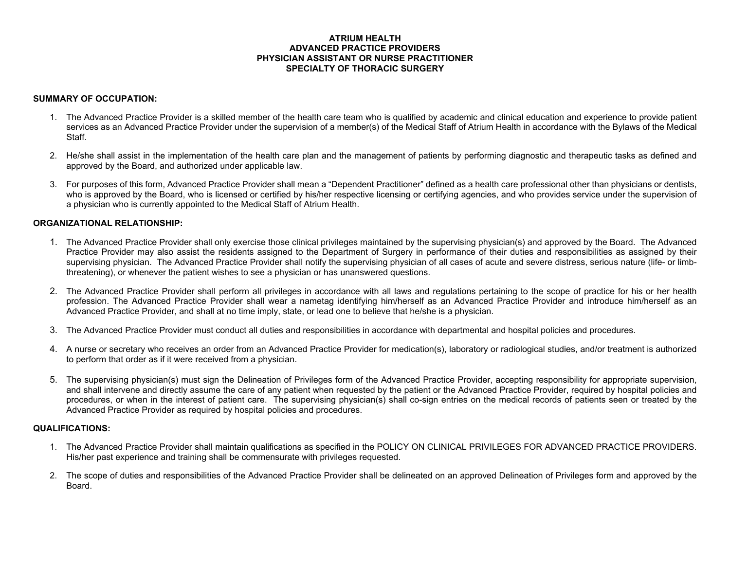# ATRIUM HEALTH
# ADVANCED PRACTICE PROVIDERS
# PHYSICIAN ASSISTANT OR NURSE PRACTITIONER
# SPECIALTY OF THORACIC SURGERY

## SUMMARY OF OCCUPATION:

1. The Advanced Practice Provider is a skilled member of the health care team who is qualified by academic and clinical education and experience to provide patient services as an Advanced Practice Provider under the supervision of a member(s) of the Medical Staff of Atrium Health in accordance with the Bylaws of the Medical Staff.

2. He/she shall assist in the implementation of the health care plan and the management of patients by performing diagnostic and therapeutic tasks as defined and approved by the Board, and authorized under applicable law.

3. For purposes of this form, Advanced Practice Provider shall mean a "Dependent Practitioner" defined as a health care professional other than physicians or dentists, who is approved by the Board, who is licensed or certified by his/her respective licensing or certifying agencies, and who provides service under the supervision of a physician who is currently appointed to the Medical Staff of Atrium Health.

## ORGANIZATIONAL RELATIONSHIP:

1. The Advanced Practice Provider shall only exercise those clinical privileges maintained by the supervising physician(s) and approved by the Board. The Advanced Practice Provider may also assist the residents assigned to the Department of Surgery in performance of their duties and responsibilities as assigned by their supervising physician. The Advanced Practice Provider shall notify the supervising physician of all cases of acute and severe distress, serious nature (life- or limb-threatening), or whenever the patient wishes to see a physician or has unanswered questions.

2. The Advanced Practice Provider shall perform all privileges in accordance with all laws and regulations pertaining to the scope of practice for his or her health profession. The Advanced Practice Provider shall wear a nametag identifying him/herself as an Advanced Practice Provider and introduce him/herself as an Advanced Practice Provider, and shall at no time imply, state, or lead one to believe that he/she is a physician.

3. The Advanced Practice Provider must conduct all duties and responsibilities in accordance with departmental and hospital policies and procedures.

4. A nurse or secretary who receives an order from an Advanced Practice Provider for medication(s), laboratory or radiological studies, and/or treatment is authorized to perform that order as if it were received from a physician.

5. The supervising physician(s) must sign the Delineation of Privileges form of the Advanced Practice Provider, accepting responsibility for appropriate supervision, and shall intervene and directly assume the care of any patient when requested by the patient or the Advanced Practice Provider, required by hospital policies and procedures, or when in the interest of patient care. The supervising physician(s) shall co-sign entries on the medical records of patients seen or treated by the Advanced Practice Provider as required by hospital policies and procedures.

## QUALIFICATIONS:

1. The Advanced Practice Provider shall maintain qualifications as specified in the POLICY ON CLINICAL PRIVILEGES FOR ADVANCED PRACTICE PROVIDERS. His/her past experience and training shall be commensurate with privileges requested.

2. The scope of duties and responsibilities of the Advanced Practice Provider shall be delineated on an approved Delineation of Privileges form and approved by the Board.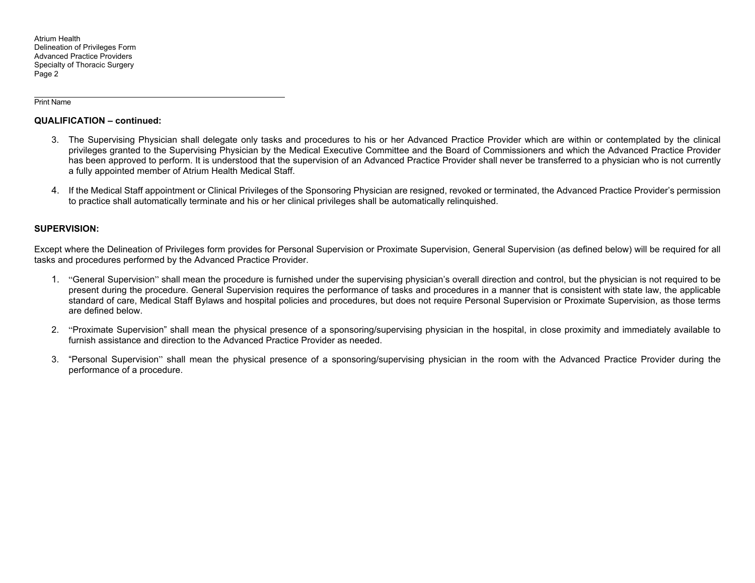Print Name

**QUALIFICATION – continued:**

3. The Supervising Physician shall delegate only tasks and procedures to his or her Advanced Practice Provider which are within or contemplated by the clinical privileges granted to the Supervising Physician by the Medical Executive Committee and the Board of Commissioners and which the Advanced Practice Provider has been approved to perform. It is understood that the supervision of an Advanced Practice Provider shall never be transferred to a physician who is not currently a fully appointed member of Atrium Health Medical Staff.

4. If the Medical Staff appointment or Clinical Privileges of the Sponsoring Physician are resigned, revoked or terminated, the Advanced Practice Provider's permission to practice shall automatically terminate and his or her clinical privileges shall be automatically relinquished.

**SUPERVISION:**

Except where the Delineation of Privileges form provides for Personal Supervision or Proximate Supervision, General Supervision (as defined below) will be required for all tasks and procedures performed by the Advanced Practice Provider.

1. "General Supervision" shall mean the procedure is furnished under the supervising physician's overall direction and control, but the physician is not required to be present during the procedure. General Supervision requires the performance of tasks and procedures in a manner that is consistent with state law, the applicable standard of care, Medical Staff Bylaws and hospital policies and procedures, but does not require Personal Supervision or Proximate Supervision, as those terms are defined below.

2. "Proximate Supervision" shall mean the physical presence of a sponsoring/supervising physician in the hospital, in close proximity and immediately available to furnish assistance and direction to the Advanced Practice Provider as needed.

3. "Personal Supervision" shall mean the physical presence of a sponsoring/supervising physician in the room with the Advanced Practice Provider during the performance of a procedure.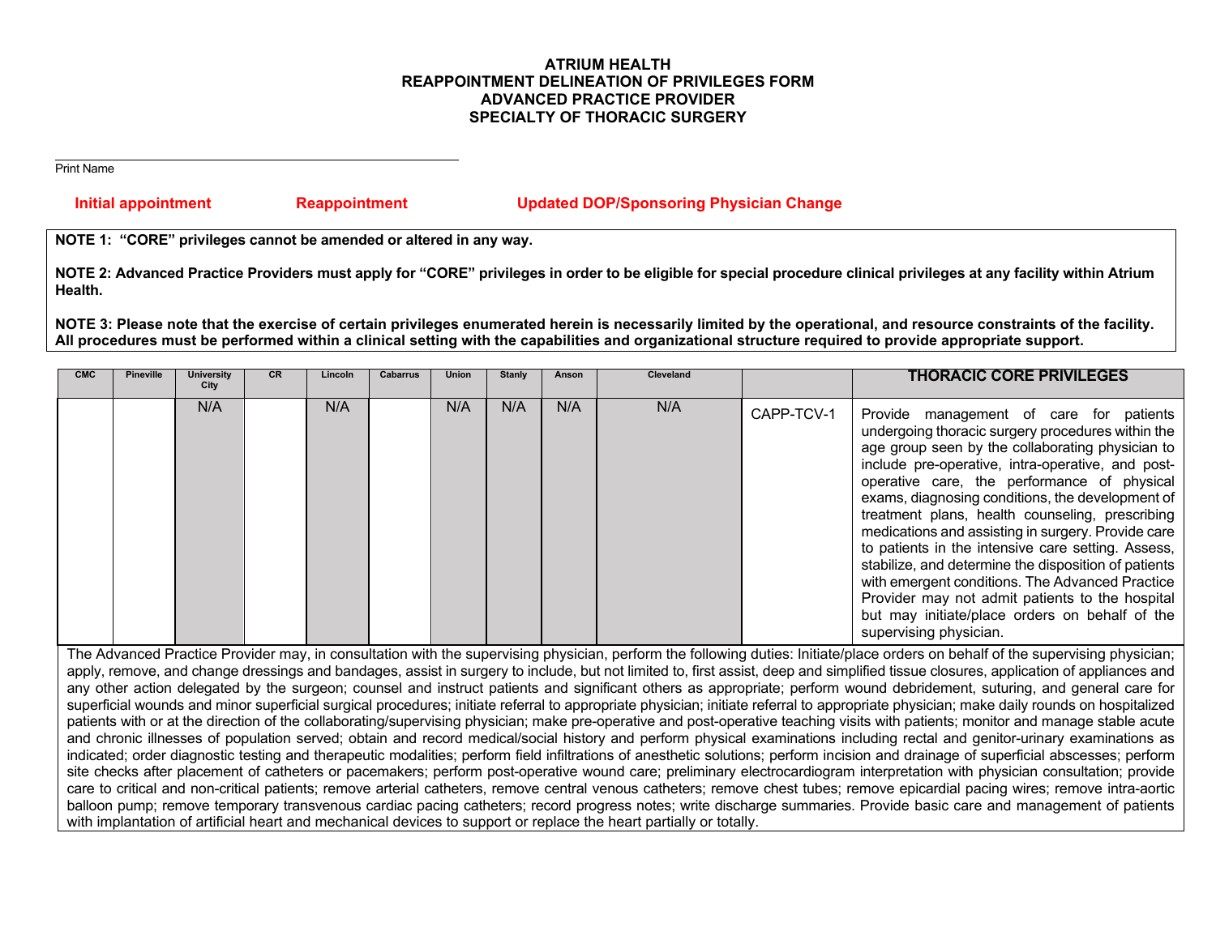**ATRIUM HEALTH**
**REAPPOINTMENT DELINEATION OF PRIVILEGES FORM**
**ADVANCED PRACTICE PROVIDER**
**SPECIALTY OF THORACIC SURGERY**

______________________________________________
Print Name

**Initial appointment** **Reappointment** **Updated DOP/Sponsoring Physician Change**

**NOTE 1: "CORE" privileges cannot be amended or altered in any way.**

**NOTE 2: Advanced Practice Providers must apply for "CORE" privileges in order to be eligible for special procedure clinical privileges at any facility within Atrium Health.**

**NOTE 3: Please note that the exercise of certain privileges enumerated herein is necessarily limited by the operational, and resource constraints of the facility. All procedures must be performed within a clinical setting with the capabilities and organizational structure required to provide appropriate support.**

| CMC | Pineville | University City | CR | Lincoln | Cabarrus | Union | Stanly | Anson | Cleveland | | THORACIC CORE PRIVILEGES |
|---|---|---|---|---|---|---|---|---|---|---|---|
| | | N/A | | N/A | | N/A | N/A | N/A | N/A | CAPP-TCV-1 | Provide management of care for patients undergoing thoracic surgery procedures within the age group seen by the collaborating physician to include pre-operative, intra-operative, and post-operative care, the performance of physical exams, diagnosing conditions, the development of treatment plans, health counseling, prescribing medications and assisting in surgery. Provide care to patients in the intensive care setting. Assess, stabilize, and determine the disposition of patients with emergent conditions. The Advanced Practice Provider may not admit patients to the hospital but may initiate/place orders on behalf of the supervising physician. |

The Advanced Practice Provider may, in consultation with the supervising physician, perform the following duties: Initiate/place orders on behalf of the supervising physician; apply, remove, and change dressings and bandages, assist in surgery to include, but not limited to, first assist, deep and simplified tissue closures, application of appliances and any other action delegated by the surgeon; counsel and instruct patients and significant others as appropriate; perform wound debridement, suturing, and general care for superficial wounds and minor superficial surgical procedures; initiate referral to appropriate physician; initiate referral to appropriate physician; make daily rounds on hospitalized patients with or at the direction of the collaborating/supervising physician; make pre-operative and post-operative teaching visits with patients; monitor and manage stable acute and chronic illnesses of population served; obtain and record medical/social history and perform physical examinations including rectal and genitor-urinary examinations as indicated; order diagnostic testing and therapeutic modalities; perform field infiltrations of anesthetic solutions; perform incision and drainage of superficial abscesses; perform site checks after placement of catheters or pacemakers; perform post-operative wound care; preliminary electrocardiogram interpretation with physician consultation; provide care to critical and non-critical patients; remove arterial catheters, remove central venous catheters; remove chest tubes; remove epicardial pacing wires; remove intra-aortic balloon pump; remove temporary transvenous cardiac pacing catheters; record progress notes; write discharge summaries. Provide basic care and management of patients with implantation of artificial heart and mechanical devices to support or replace the heart partially or totally.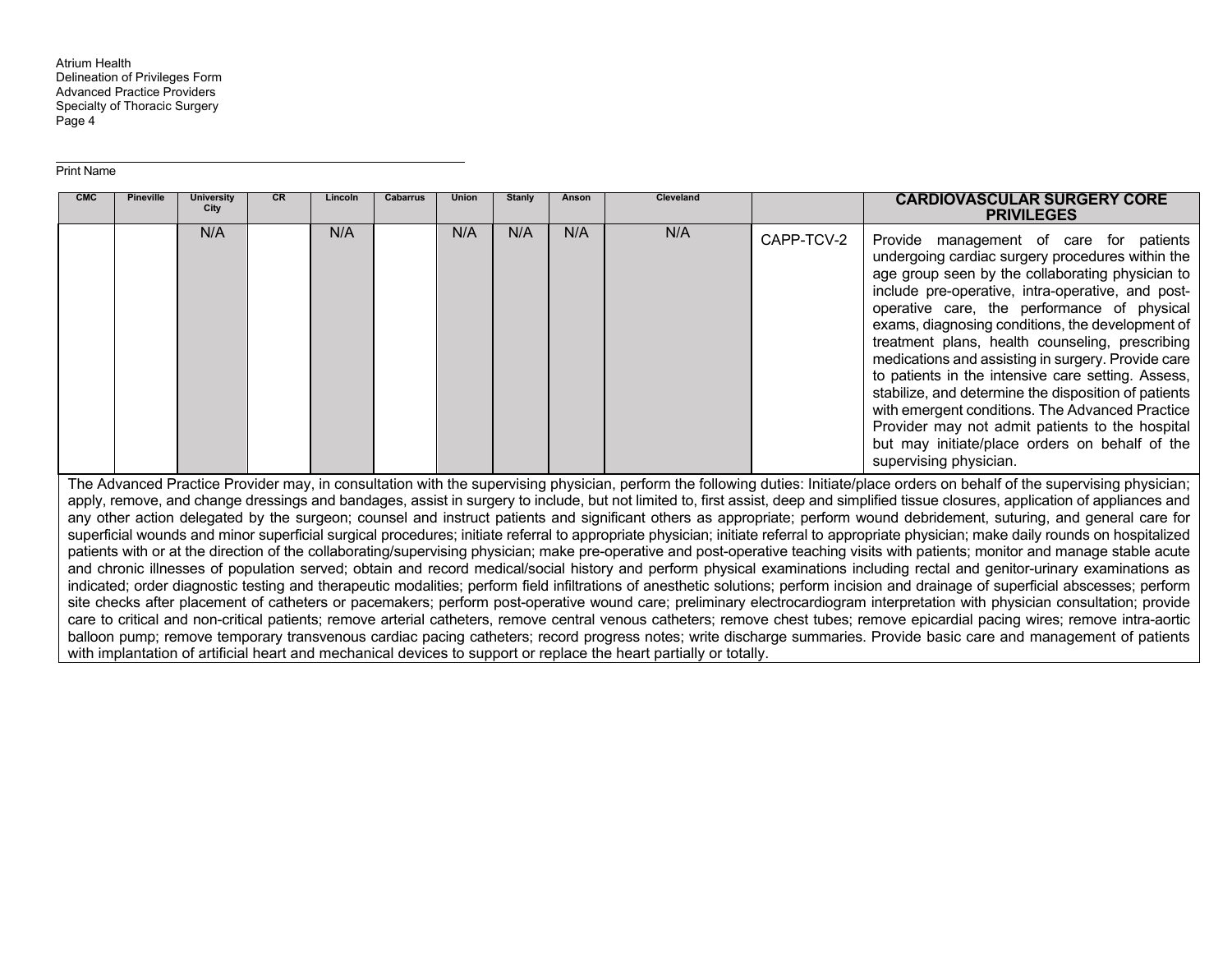Atrium Health
Delineation of Privileges Form
Advanced Practice Providers
Specialty of Thoracic Surgery

Print Name

| CMC | Pineville | University City | CR | Lincoln | Cabarrus | Union | Stanly | Anson | Cleveland | | CARDIOVASCULAR SURGERY CORE PRIVILEGES |
|---|---|---|---|---|---|---|---|---|---|---|---|
| | | N/A | | N/A | | N/A | N/A | N/A | N/A | CAPP-TCV-2 | Provide management of care for patients undergoing cardiac surgery procedures within the age group seen by the collaborating physician to include pre-operative, intra-operative, and post-operative care, the performance of physical exams, diagnosing conditions, the development of treatment plans, health counseling, prescribing medications and assisting in surgery. Provide care to patients in the intensive care setting. Assess, stabilize, and determine the disposition of patients with emergent conditions. The Advanced Practice Provider may not admit patients to the hospital but may initiate/place orders on behalf of the supervising physician. |

The Advanced Practice Provider may, in consultation with the supervising physician, perform the following duties: Initiate/place orders on behalf of the supervising physician; apply, remove, and change dressings and bandages, assist in surgery to include, but not limited to, first assist, deep and simplified tissue closures, application of appliances and any other action delegated by the surgeon; counsel and instruct patients and significant others as appropriate; perform wound debridement, suturing, and general care for superficial wounds and minor superficial surgical procedures; initiate referral to appropriate physician; initiate referral to appropriate physician; make daily rounds on hospitalized patients with or at the direction of the collaborating/supervising physician; make pre-operative and post-operative teaching visits with patients; monitor and manage stable acute and chronic illnesses of population served; obtain and record medical/social history and perform physical examinations including rectal and genitor-urinary examinations as indicated; order diagnostic testing and therapeutic modalities; perform field infiltrations of anesthetic solutions; perform incision and drainage of superficial abscesses; perform site checks after placement of catheters or pacemakers; perform post-operative wound care; preliminary electrocardiogram interpretation with physician consultation; provide care to critical and non-critical patients; remove arterial catheters, remove central venous catheters; remove chest tubes; remove epicardial pacing wires; remove intra-aortic balloon pump; remove temporary transvenous cardiac pacing catheters; record progress notes; write discharge summaries. Provide basic care and management of patients with implantation of artificial heart and mechanical devices to support or replace the heart partially or totally.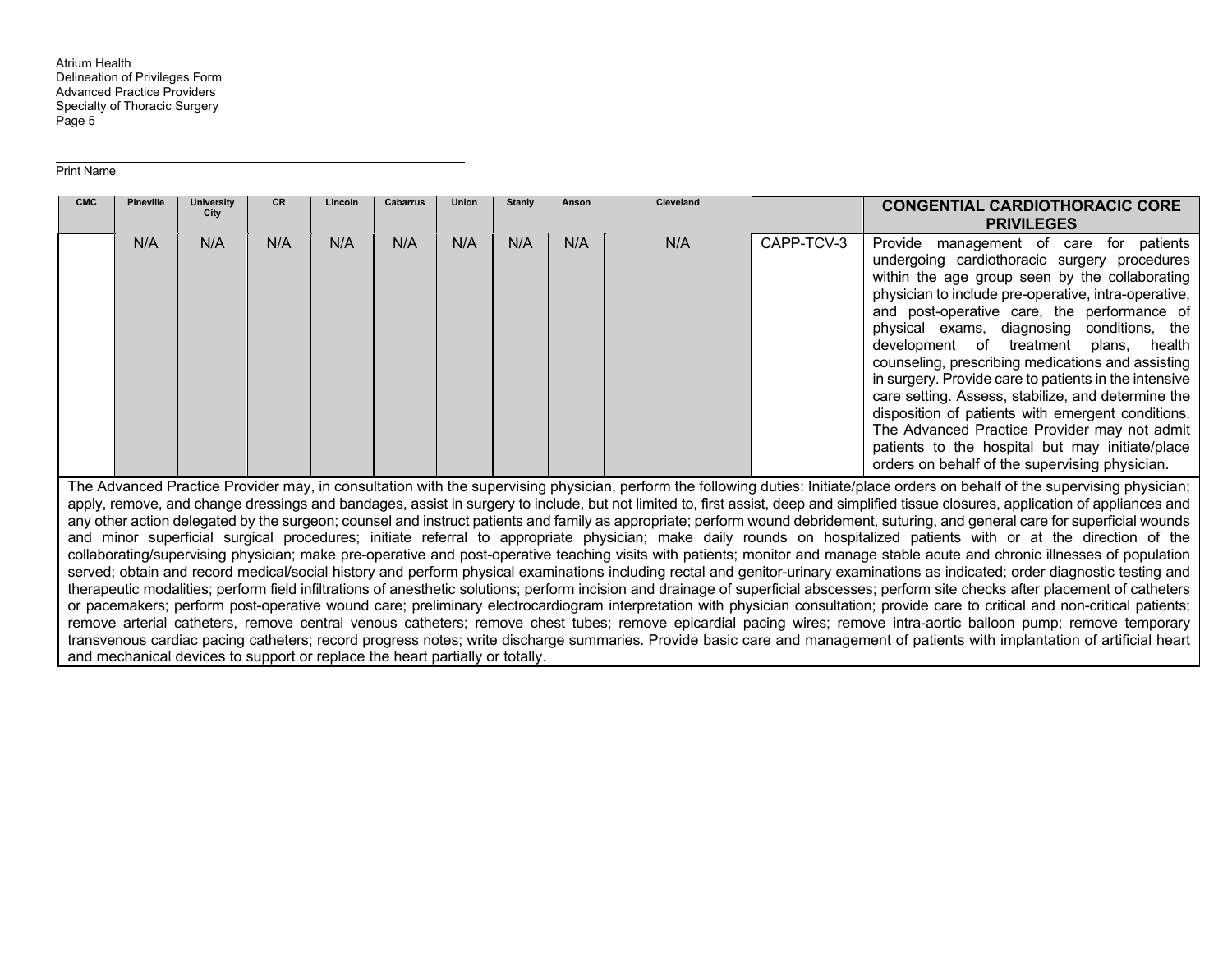Print Name

| CMC | Pineville | University City | CR | Lincoln | Cabarrus | Union | Stanly | Anson | Cleveland | | CONGENTIAL CARDIOTHORACIC CORE PRIVILEGES |
|---|---|---|---|---|---|---|---|---|---|---|---|
| | N/A | N/A | N/A | N/A | N/A | N/A | N/A | N/A | N/A | CAPP-TCV-3 | Provide management of care for patients undergoing cardiothoracic surgery procedures within the age group seen by the collaborating physician to include pre-operative, intra-operative, and post-operative care, the performance of physical exams, diagnosing conditions, the development of treatment plans, health counseling, prescribing medications and assisting in surgery. Provide care to patients in the intensive care setting. Assess, stabilize, and determine the disposition of patients with emergent conditions. The Advanced Practice Provider may not admit patients to the hospital but may initiate/place orders on behalf of the supervising physician. |

The Advanced Practice Provider may, in consultation with the supervising physician, perform the following duties: Initiate/place orders on behalf of the supervising physician; apply, remove, and change dressings and bandages, assist in surgery to include, but not limited to, first assist, deep and simplified tissue closures, application of appliances and any other action delegated by the surgeon; counsel and instruct patients and family as appropriate; perform wound debridement, suturing, and general care for superficial wounds and minor superficial surgical procedures; initiate referral to appropriate physician; make daily rounds on hospitalized patients with or at the direction of the collaborating/supervising physician; make pre-operative and post-operative teaching visits with patients; monitor and manage stable acute and chronic illnesses of population served; obtain and record medical/social history and perform physical examinations including rectal and genitor-urinary examinations as indicated; order diagnostic testing and therapeutic modalities; perform field infiltrations of anesthetic solutions; perform incision and drainage of superficial abscesses; perform site checks after placement of catheters or pacemakers; perform post-operative wound care; preliminary electrocardiogram interpretation with physician consultation; provide care to critical and non-critical patients; remove arterial catheters, remove central venous catheters; remove chest tubes; remove epicardial pacing wires; remove intra-aortic balloon pump; remove temporary transvenous cardiac pacing catheters; record progress notes; write discharge summaries. Provide basic care and management of patients with implantation of artificial heart and mechanical devices to support or replace the heart partially or totally.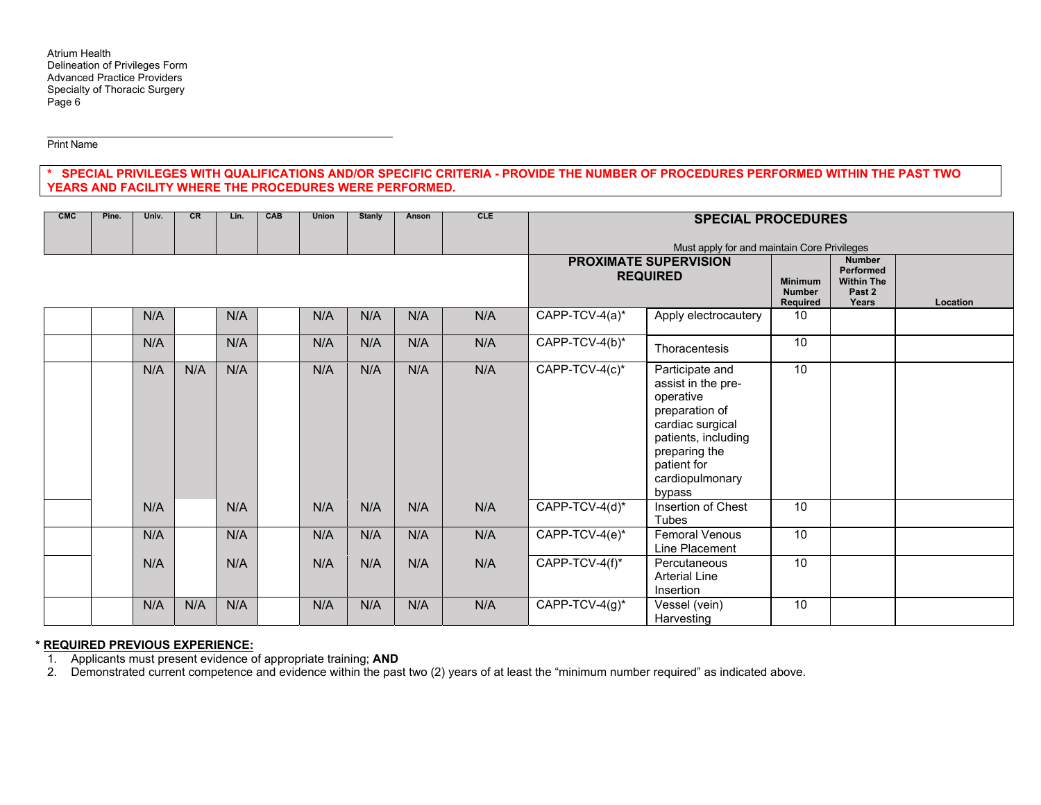Atrium Health
Delineation of Privileges Form
Advanced Practice Providers
Specialty of Thoracic Surgery

Print Name

**\* SPECIAL PRIVILEGES WITH QUALIFICATIONS AND/OR SPECIFIC CRITERIA - PROVIDE THE NUMBER OF PROCEDURES PERFORMED WITHIN THE PAST TWO YEARS AND FACILITY WHERE THE PROCEDURES WERE PERFORMED.**

| CMC | Pine. | Univ. | CR | Lin. | CAB | Union | Stanly | Anson | CLE | SPECIAL PROCEDURES<br>Must apply for and maintain Core Privileges | | | | |
|---|---|---|---|---|---|---|---|---|---|---|---|---|---|---|
| | | | | | | | | | | **PROXIMATE SUPERVISION REQUIRED** | | **Minimum Number Required** | **Number Performed Within The Past 2 Years** | **Location** |
| | | N/A | | N/A | | N/A | N/A | N/A | N/A | CAPP-TCV-4(a)* | Apply electrocautery | 10 | | |
| | | N/A | | N/A | | N/A | N/A | N/A | N/A | CAPP-TCV-4(b)* | Thoracentesis | 10 | | |
| | | N/A | N/A | N/A | | N/A | N/A | N/A | N/A | CAPP-TCV-4(c)* | Participate and assist in the pre-operative preparation of cardiac surgical patients, including preparing the patient for cardiopulmonary bypass | 10 | | |
| | | N/A | | N/A | | N/A | N/A | N/A | N/A | CAPP-TCV-4(d)* | Insertion of Chest Tubes | 10 | | |
| | | N/A | | N/A | | N/A | N/A | N/A | N/A | CAPP-TCV-4(e)* | Femoral Venous Line Placement | 10 | | |
| | | N/A | | N/A | | N/A | N/A | N/A | N/A | CAPP-TCV-4(f)* | Percutaneous Arterial Line Insertion | 10 | | |
| | | N/A | N/A | N/A | | N/A | N/A | N/A | N/A | CAPP-TCV-4(g)* | Vessel (vein) Harvesting | 10 | | |

**\* REQUIRED PREVIOUS EXPERIENCE:**

1. Applicants must present evidence of appropriate training; **AND**
2. Demonstrated current competence and evidence within the past two (2) years of at least the "minimum number required" as indicated above.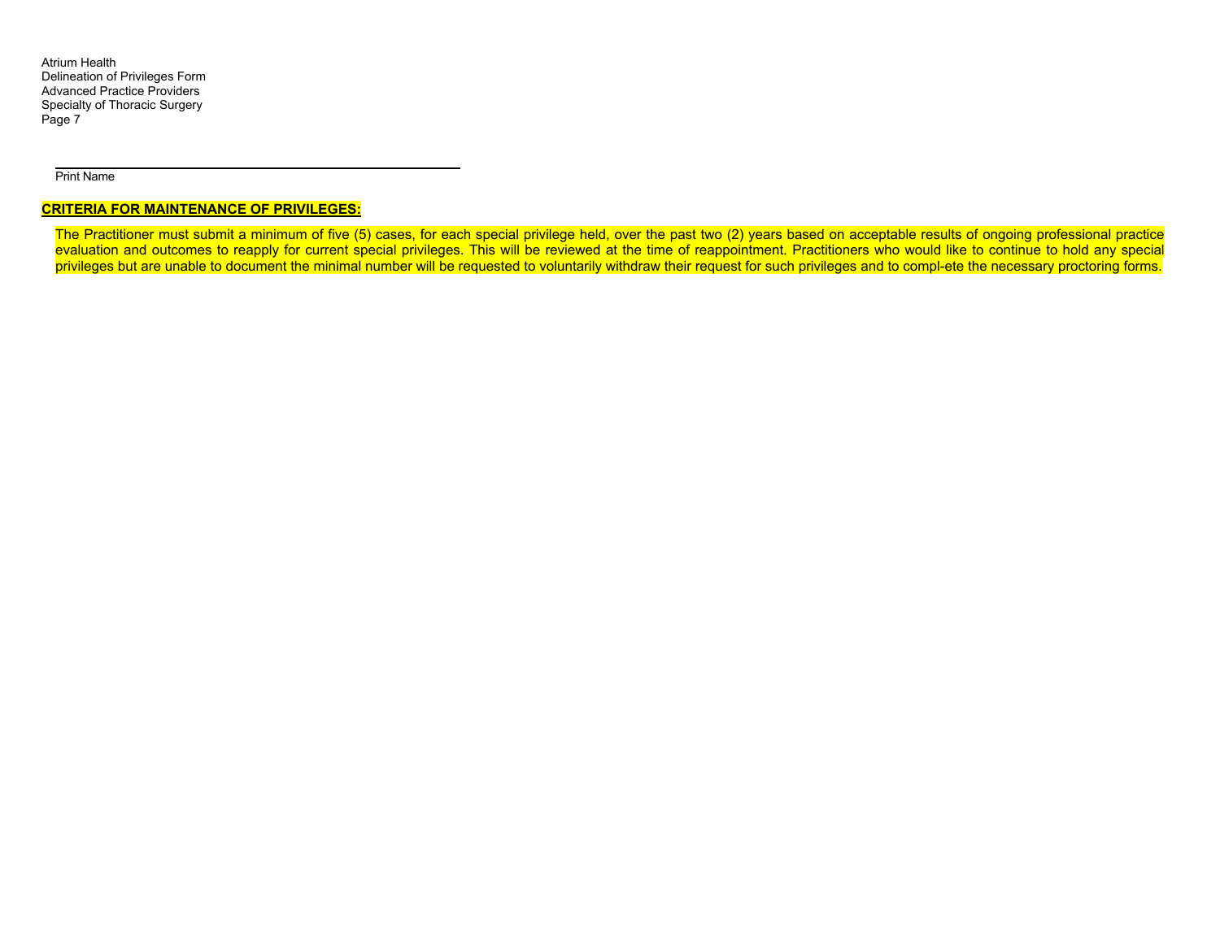______________________________________________

Print Name

**CRITERIA FOR MAINTENANCE OF PRIVILEGES:**

The Practitioner must submit a minimum of five (5) cases, for each special privilege held, over the past two (2) years based on acceptable results of ongoing professional practice evaluation and outcomes to reapply for current special privileges. This will be reviewed at the time of reappointment. Practitioners who would like to continue to hold any special privileges but are unable to document the minimal number will be requested to voluntarily withdraw their request for such privileges and to compl-ete the necessary proctoring forms.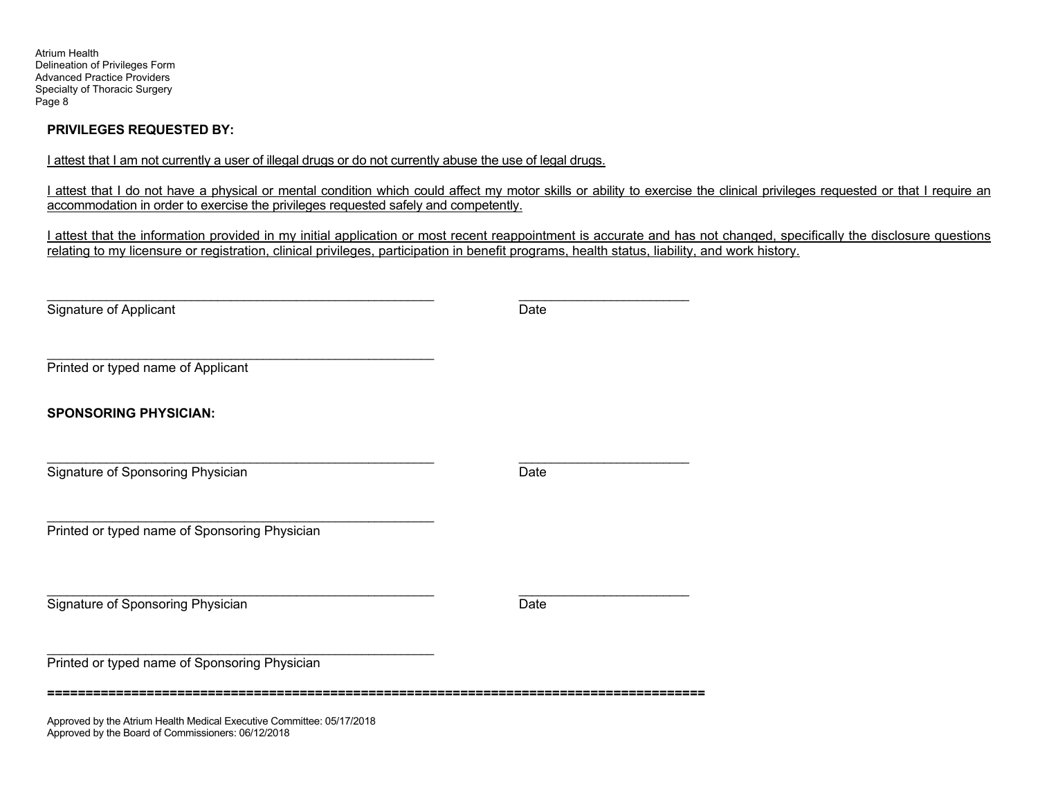**PRIVILEGES REQUESTED BY:**

I attest that I am not currently a user of illegal drugs or do not currently abuse the use of legal drugs.

I attest that I do not have a physical or mental condition which could affect my motor skills or ability to exercise the clinical privileges requested or that I require an accommodation in order to exercise the privileges requested safely and competently.

I attest that the information provided in my initial application or most recent reappointment is accurate and has not changed, specifically the disclosure questions relating to my licensure or registration, clinical privileges, participation in benefit programs, health status, liability, and work history.

_______________________________________________________ ________________________

Signature of Applicant Date

_______________________________________________________

Printed or typed name of Applicant

**SPONSORING PHYSICIAN:**

_______________________________________________________ ________________________

Signature of Sponsoring Physician Date

_______________________________________________________

Printed or typed name of Sponsoring Physician

_______________________________________________________ ________________________

Signature of Sponsoring Physician Date

_______________________________________________________

Printed or typed name of Sponsoring Physician

==========================================================================================

Approved by the Atrium Health Medical Executive Committee: 05/17/2018
Approved by the Board of Commissioners: 06/12/2018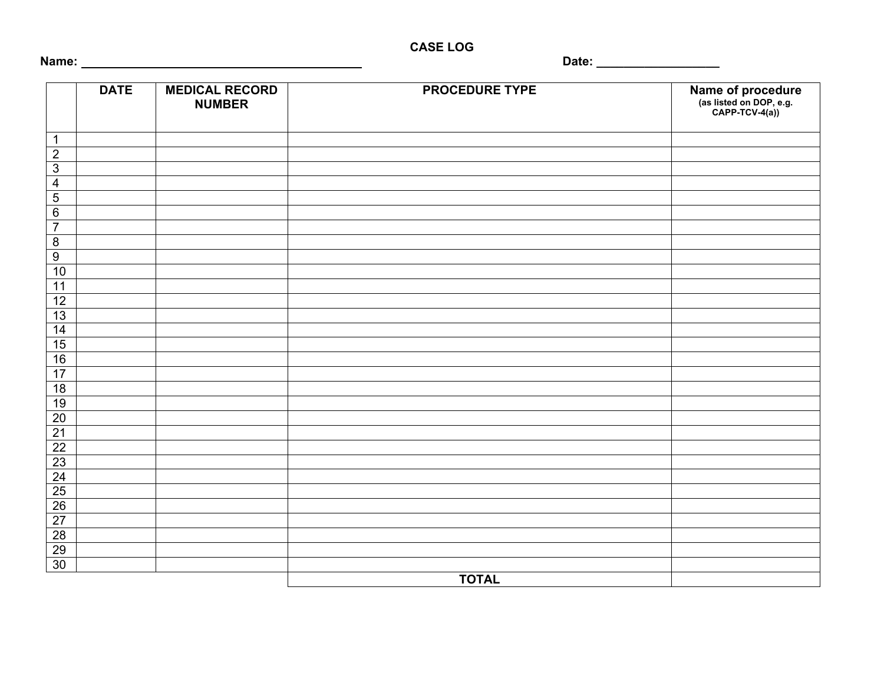# CASE LOG

**Name:** ________________________________________ **Date:** __________________

| | DATE | MEDICAL RECORD NUMBER | PROCEDURE TYPE | Name of procedure (as listed on DOP, e.g. CAPP-TCV-4(a)) |
|---|---|---|---|---|
| 1 | | | | |
| 2 | | | | |
| 3 | | | | |
| 4 | | | | |
| 5 | | | | |
| 6 | | | | |
| 7 | | | | |
| 8 | | | | |
| 9 | | | | |
| 10 | | | | |
| 11 | | | | |
| 12 | | | | |
| 13 | | | | |
| 14 | | | | |
| 15 | | | | |
| 16 | | | | |
| 17 | | | | |
| 18 | | | | |
| 19 | | | | |
| 20 | | | | |
| 21 | | | | |
| 22 | | | | |
| 23 | | | | |
| 24 | | | | |
| 25 | | | | |
| 26 | | | | |
| 27 | | | | |
| 28 | | | | |
| 29 | | | | |
| 30 | | | | |
| | | | **TOTAL** | |